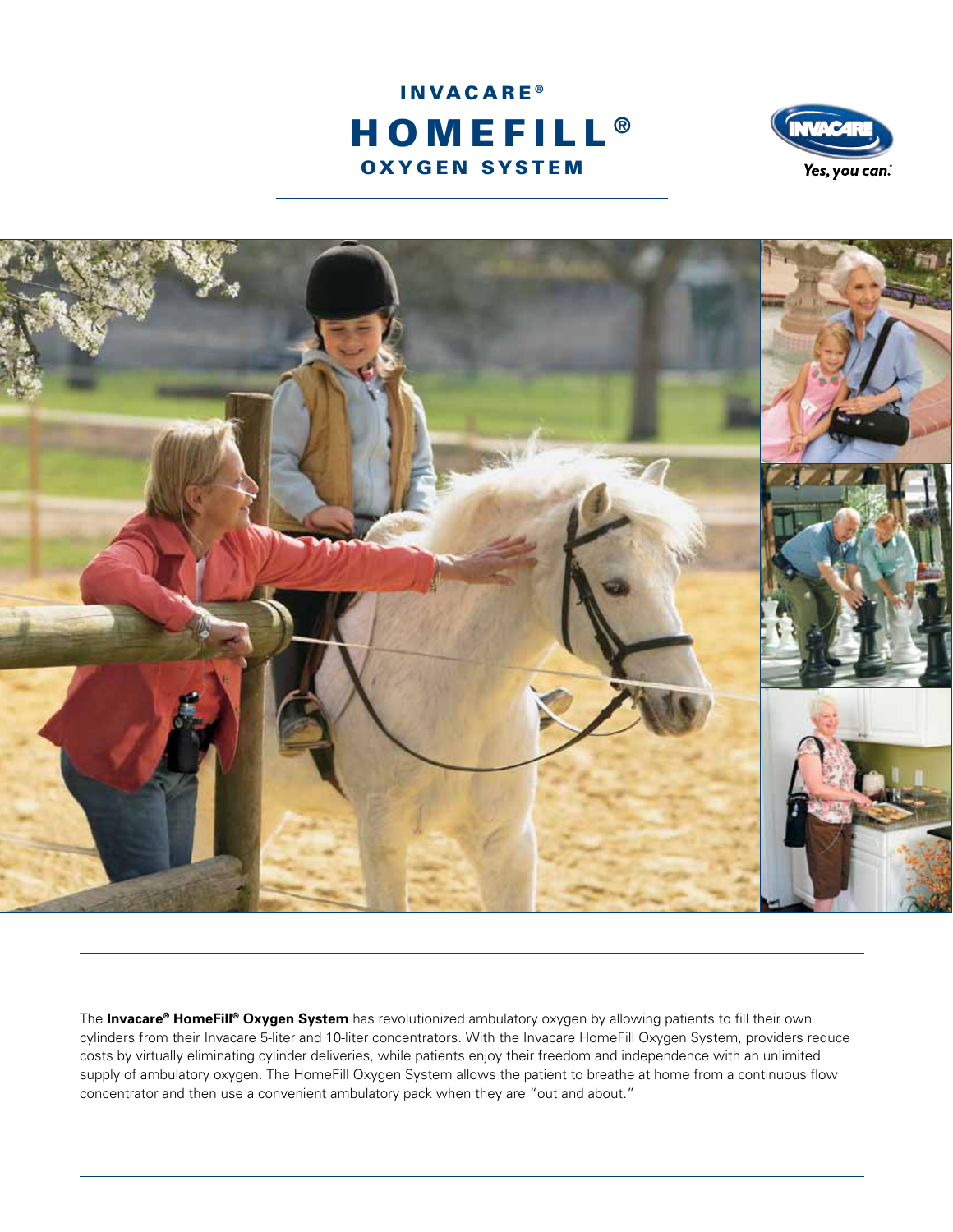# INVACARE® HOMEFILL® OXYGEN SYSTEM

Yes, you can.

The **Invacare® HomeFill® Oxygen System** has revolutionized ambulatory oxygen by allowing patients to fill their own cylinders from their Invacare 5-liter and 10-liter concentrators. With the Invacare HomeFill Oxygen System, providers reduce costs by virtually eliminating cylinder deliveries, while patients enjoy their freedom and independence with an unlimited supply of ambulatory oxygen. The HomeFill Oxygen System allows the patient to breathe at home from a continuous flow concentrator and then use a convenient ambulatory pack when they are "out and about."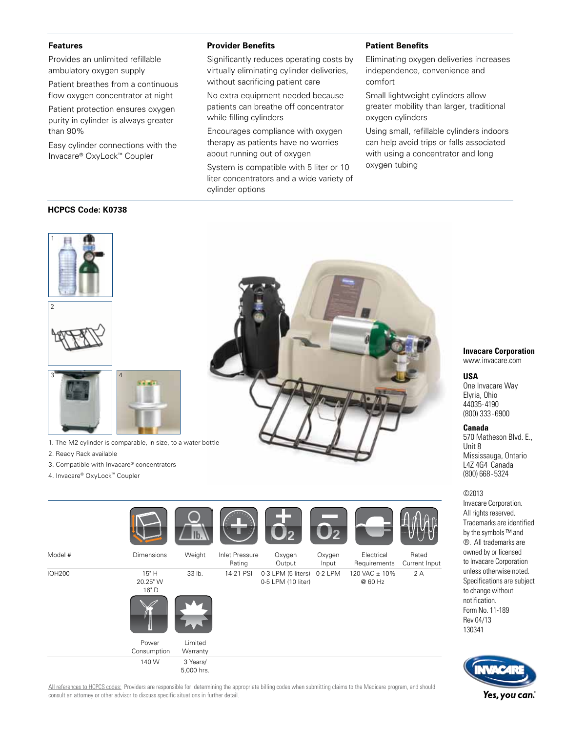### Features

Provides an unlimited refillable ambulatory oxygen supply

Patient breathes from a continuous flow oxygen concentrator at night

Patient protection ensures oxygen purity in cylinder is always greater than 90%

Easy cylinder connections with the Invacare® OxyLock™ Coupler

### Provider Benefits

Significantly reduces operating costs by virtually eliminating cylinder deliveries, without sacrificing patient care

No extra equipment needed because patients can breathe off concentrator while filling cylinders

Encourages compliance with oxygen therapy as patients have no worries about running out of oxygen

System is compatible with 5 liter or 10 liter concentrators and a wide variety of cylinder options

### Patient Benefits

Eliminating oxygen deliveries increases independence, convenience and comfort

Small lightweight cylinders allow greater mobility than larger, traditional oxygen cylinders

Using small, refillable cylinders indoors can help avoid trips or falls associated with using a concentrator and long oxygen tubing

**HCPCS Code: K0738**

1. The M2 cylinder is comparable, in size, to a water bottle
2. Ready Rack available
3. Compatible with Invacare® concentrators
4. Invacare® OxyLock™ Coupler

| Model # | Dimensions | Weight | Inlet Pressure Rating | Oxygen Output | Oxygen Input | Electrical Requirements | Rated Current Input |
|---|---|---|---|---|---|---|---|
| IOH200 | 15" H 20.25" W 16" D | 33 lb. | 14-21 PSI | 0-3 LPM (5 liters) 0-5 LPM (10 liter) | 0-2 LPM | 120 VAC ± 10% @ 60 Hz | 2 A |

| Power Consumption | Limited Warranty |
|---|---|
| 140 W | 3 Years/ 5,000 hrs. |

**Invacare Corporation**
www.invacare.com

**USA**
One Invacare Way
Elyria, Ohio
44035-4190
(800) 333-6900

**Canada**
570 Matheson Blvd. E.,
Unit 8
Mississauga, Ontario
L4Z 4G4 Canada
(800) 668-5324

©2013
Invacare Corporation.
All rights reserved.
Trademarks are identified by the symbols ™ and ®. All trademarks are owned by or licensed to Invacare Corporation unless otherwise noted.
Specifications are subject to change without notification.
Form No. 11-189
Rev 04/13
130341

Yes, you can.

All references to HCPCS codes: Providers are responsible for determining the appropriate billing codes when submitting claims to the Medicare program, and should consult an attorney or other advisor to discuss specific situations in further detail.